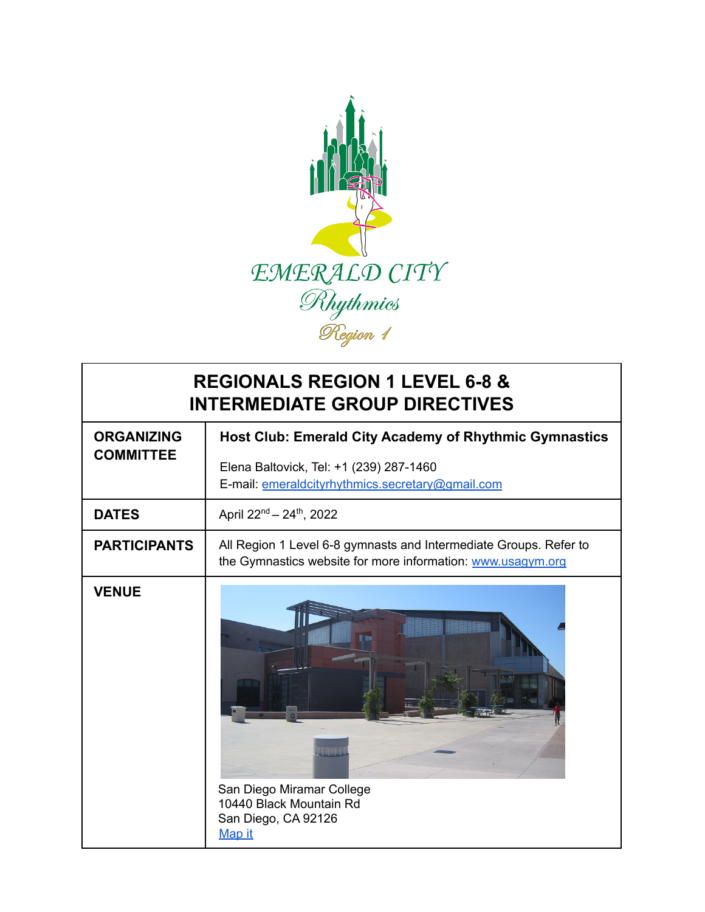EMERALD CITY

Rhythmics

Region 1

| REGIONALS REGION 1 LEVEL 6-8 & INTERMEDIATE GROUP DIRECTIVES | |
|---|---|
| **ORGANIZING COMMITTEE** | **Host Club: Emerald City Academy of Rhythmic Gymnastics**<br><br>Elena Baltovick, Tel: +1 (239) 287-1460<br>E-mail: emeraldcityrhythmics.secretary@gmail.com |
| **DATES** | April 22nd – 24th, 2022 |
| **PARTICIPANTS** | All Region 1 Level 6-8 gymnasts and Intermediate Groups. Refer to the Gymnastics website for more information: www.usagym.org |
| **VENUE** | San Diego Miramar College<br>10440 Black Mountain Rd<br>San Diego, CA 92126<br>Map it |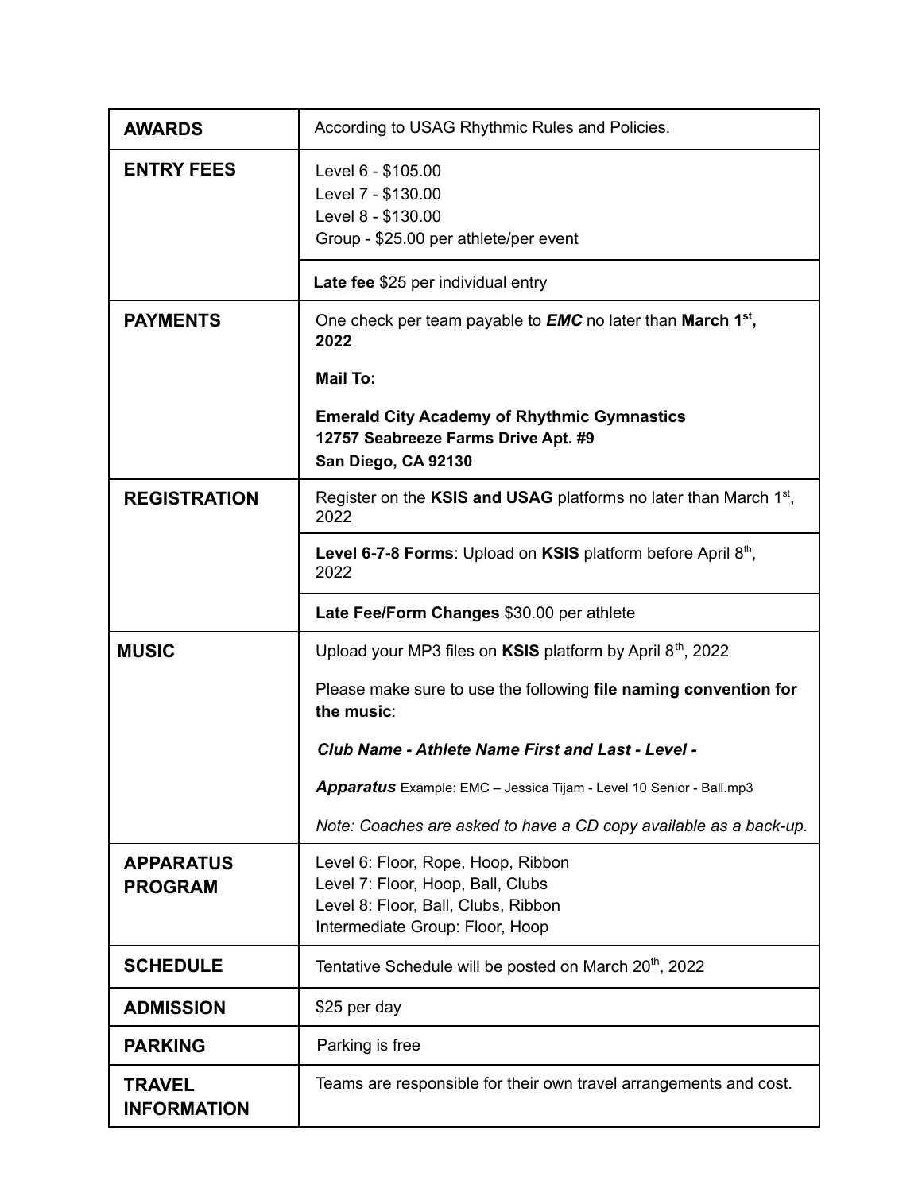| | |
|---|---|
| **AWARDS** | According to USAG Rhythmic Rules and Policies. |
| **ENTRY FEES** | Level 6 - $105.00<br>Level 7 - $130.00<br>Level 8 - $130.00<br>Group - $25.00 per athlete/per event |
| | **Late fee** $25 per individual entry |
| **PAYMENTS** | One check per team payable to ***EMC*** no later than **March 1st, 2022**<br><br>**Mail To:**<br><br>**Emerald City Academy of Rhythmic Gymnastics**<br>**12757 Seabreeze Farms Drive Apt. #9**<br>**San Diego, CA 92130** |
| **REGISTRATION** | Register on the **KSIS and USAG** platforms no later than March 1st, 2022 |
| | **Level 6-7-8 Forms**: Upload on **KSIS** platform before April 8th, 2022 |
| | **Late Fee/Form Changes** $30.00 per athlete |
| **MUSIC** | Upload your MP3 files on **KSIS** platform by April 8th, 2022<br><br>Please make sure to use the following **file naming convention for the music**:<br><br>***Club Name - Athlete Name First and Last - Level -***<br><br>***Apparatus*** Example: EMC – Jessica Tijam - Level 10 Senior - Ball.mp3<br><br>*Note: Coaches are asked to have a CD copy available as a back-up.* |
| **APPARATUS PROGRAM** | Level 6: Floor, Rope, Hoop, Ribbon<br>Level 7: Floor, Hoop, Ball, Clubs<br>Level 8: Floor, Ball, Clubs, Ribbon<br>Intermediate Group: Floor, Hoop |
| **SCHEDULE** | Tentative Schedule will be posted on March 20th, 2022 |
| **ADMISSION** | $25 per day |
| **PARKING** | Parking is free |
| **TRAVEL INFORMATION** | Teams are responsible for their own travel arrangements and cost. |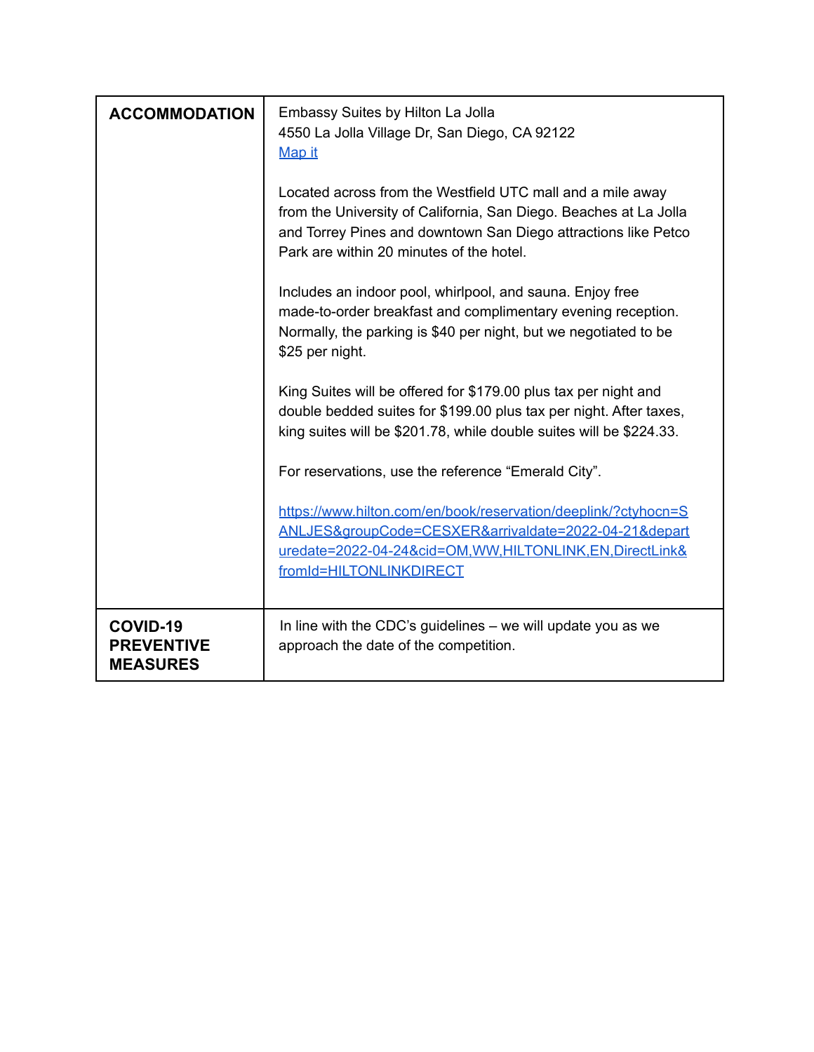| | |
|---|---|
| **ACCOMMODATION** | Embassy Suites by Hilton La Jolla<br>4550 La Jolla Village Dr, San Diego, CA 92122<br>[Map it]()<br><br>Located across from the Westfield UTC mall and a mile away from the University of California, San Diego. Beaches at La Jolla and Torrey Pines and downtown San Diego attractions like Petco Park are within 20 minutes of the hotel.<br><br>Includes an indoor pool, whirlpool, and sauna. Enjoy free made-to-order breakfast and complimentary evening reception. Normally, the parking is $40 per night, but we negotiated to be $25 per night.<br><br>King Suites will be offered for $179.00 plus tax per night and double bedded suites for $199.00 plus tax per night. After taxes, king suites will be $201.78, while double suites will be $224.33.<br><br>For reservations, use the reference "Emerald City".<br><br>https://www.hilton.com/en/book/reservation/deeplink/?ctyhocn=SANLJES&groupCode=CESXER&arrivaldate=2022-04-21&departuredate=2022-04-24&cid=OM,WW,HILTONLINK,EN,DirectLink&fromId=HILTONLINKDIRECT |
| **COVID-19 PREVENTIVE MEASURES** | In line with the CDC's guidelines – we will update you as we approach the date of the competition. |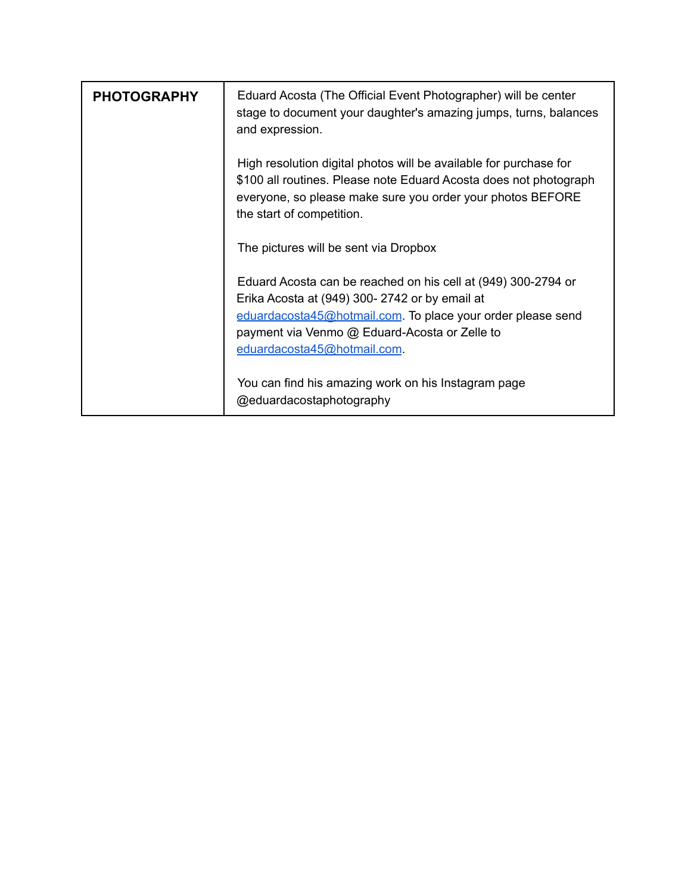| | |
|---|---|
| **PHOTOGRAPHY** | Eduard Acosta (The Official Event Photographer) will be center stage to document your daughter's amazing jumps, turns, balances and expression.<br><br>High resolution digital photos will be available for purchase for $100 all routines. Please note Eduard Acosta does not photograph everyone, so please make sure you order your photos BEFORE the start of competition.<br><br>The pictures will be sent via Dropbox<br><br>Eduard Acosta can be reached on his cell at (949) 300-2794 or Erika Acosta at (949) 300- 2742 or by email at eduardacosta45@hotmail.com. To place your order please send payment via Venmo @ Eduard-Acosta or Zelle to eduardacosta45@hotmail.com.<br><br>You can find his amazing work on his Instagram page @eduardacostaphotography |